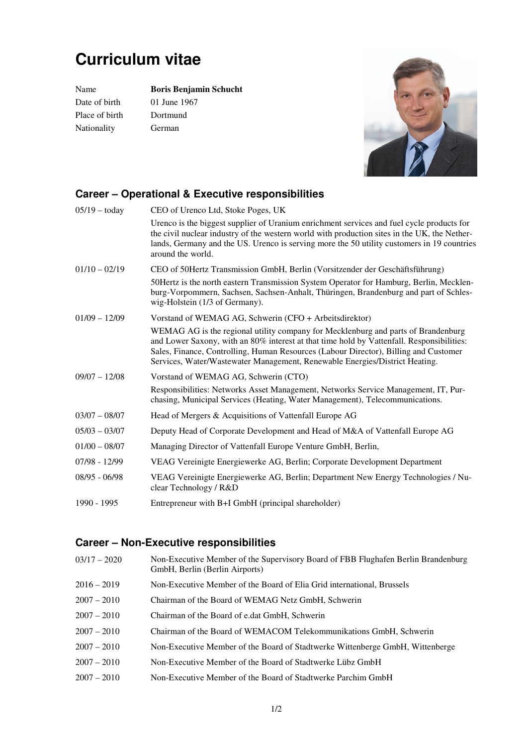# Curriculum vitae

| | |
|---|---|
| Name | **Boris Benjamin Schucht** |
| Date of birth | 01 June 1967 |
| Place of birth | Dortmund |
| Nationality | German |

## Career – Operational & Executive responsibilities

| | |
|---|---|
| 05/19 – today | CEO of Urenco Ltd, Stoke Poges, UK<br>Urenco is the biggest supplier of Uranium enrichment services and fuel cycle products for the civil nuclear industry of the western world with production sites in the UK, the Netherlands, Germany and the US. Urenco is serving more the 50 utility customers in 19 countries around the world. |
| 01/10 – 02/19 | CEO of 50Hertz Transmission GmbH, Berlin (Vorsitzender der Geschäftsführung)<br>50Hertz is the north eastern Transmission System Operator for Hamburg, Berlin, Mecklenburg-Vorpommern, Sachsen, Sachsen-Anhalt, Thüringen, Brandenburg and part of Schleswig-Holstein (1/3 of Germany). |
| 01/09 – 12/09 | Vorstand of WEMAG AG, Schwerin (CFO + Arbeitsdirektor)<br>WEMAG AG is the regional utility company for Mecklenburg and parts of Brandenburg and Lower Saxony, with an 80% interest at that time hold by Vattenfall. Responsibilities: Sales, Finance, Controlling, Human Resources (Labour Director), Billing and Customer Services, Water/Wastewater Management, Renewable Energies/District Heating. |
| 09/07 – 12/08 | Vorstand of WEMAG AG, Schwerin (CTO)<br>Responsibilities: Networks Asset Management, Networks Service Management, IT, Purchasing, Municipal Services (Heating, Water Management), Telecommunications. |
| 03/07 – 08/07 | Head of Mergers & Acquisitions of Vattenfall Europe AG |
| 05/03 – 03/07 | Deputy Head of Corporate Development and Head of M&A of Vattenfall Europe AG |
| 01/00 – 08/07 | Managing Director of Vattenfall Europe Venture GmbH, Berlin, |
| 07/98 - 12/99 | VEAG Vereinigte Energiewerke AG, Berlin; Corporate Development Department |
| 08/95 - 06/98 | VEAG Vereinigte Energiewerke AG, Berlin; Department New Energy Technologies / Nuclear Technology / R&D |
| 1990 - 1995 | Entrepreneur with B+I GmbH (principal shareholder) |

## Career – Non-Executive responsibilities

| | |
|---|---|
| 03/17 – 2020 | Non-Executive Member of the Supervisory Board of FBB Flughafen Berlin Brandenburg GmbH, Berlin (Berlin Airports) |
| 2016 – 2019 | Non-Executive Member of the Board of Elia Grid international, Brussels |
| 2007 – 2010 | Chairman of the Board of WEMAG Netz GmbH, Schwerin |
| 2007 – 2010 | Chairman of the Board of e.dat GmbH, Schwerin |
| 2007 – 2010 | Chairman of the Board of WEMACOM Telekommunikations GmbH, Schwerin |
| 2007 – 2010 | Non-Executive Member of the Board of Stadtwerke Wittenberge GmbH, Wittenberge |
| 2007 – 2010 | Non-Executive Member of the Board of Stadtwerke Lübz GmbH |
| 2007 – 2010 | Non-Executive Member of the Board of Stadtwerke Parchim GmbH |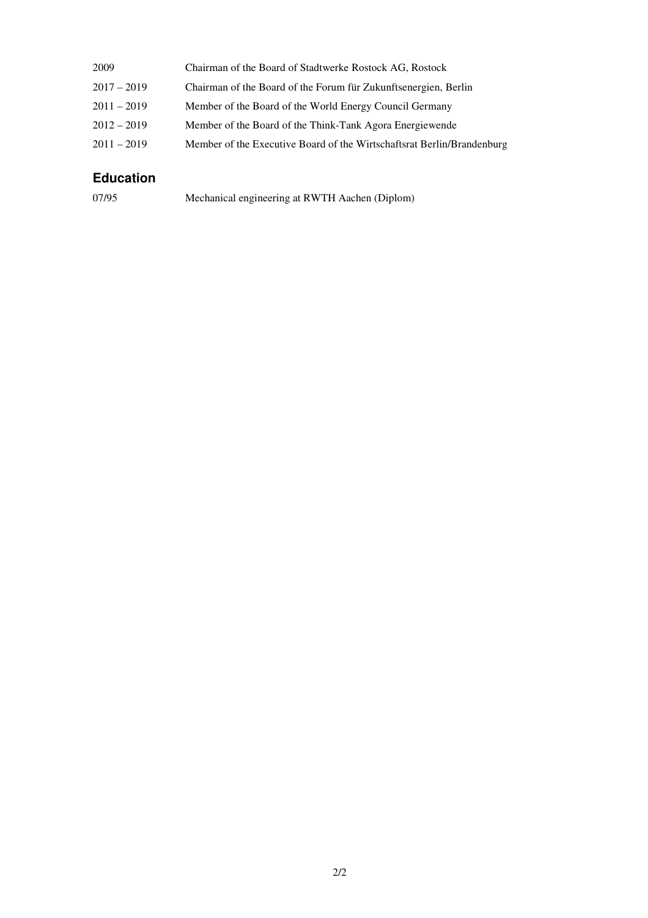| | |
|---|---|
| 2009 | Chairman of the Board of Stadtwerke Rostock AG, Rostock |
| 2017 – 2019 | Chairman of the Board of the Forum für Zukunftsenergien, Berlin |
| 2011 – 2019 | Member of the Board of the World Energy Council Germany |
| 2012 – 2019 | Member of the Board of the Think-Tank Agora Energiewende |
| 2011 – 2019 | Member of the Executive Board of the Wirtschaftsrat Berlin/Brandenburg |

## Education

| | |
|---|---|
| 07/95 | Mechanical engineering at RWTH Aachen (Diplom) |